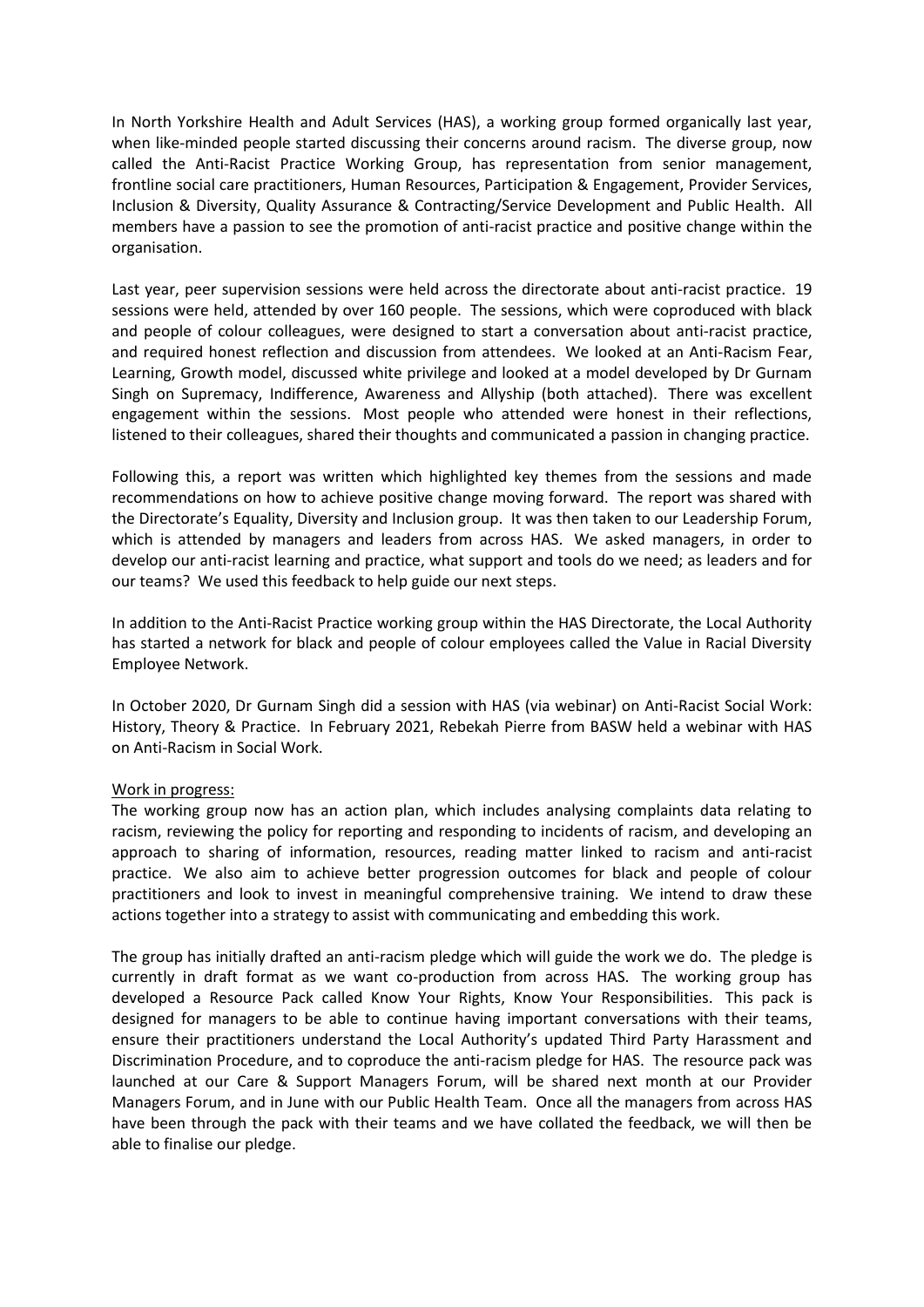In North Yorkshire Health and Adult Services (HAS), a working group formed organically last year, when like-minded people started discussing their concerns around racism. The diverse group, now called the Anti-Racist Practice Working Group, has representation from senior management, frontline social care practitioners, Human Resources, Participation & Engagement, Provider Services, Inclusion & Diversity, Quality Assurance & Contracting/Service Development and Public Health. All members have a passion to see the promotion of anti-racist practice and positive change within the organisation.

Last year, peer supervision sessions were held across the directorate about anti-racist practice. 19 sessions were held, attended by over 160 people. The sessions, which were coproduced with black and people of colour colleagues, were designed to start a conversation about anti-racist practice, and required honest reflection and discussion from attendees. We looked at an Anti-Racism Fear, Learning, Growth model, discussed white privilege and looked at a model developed by Dr Gurnam Singh on Supremacy, Indifference, Awareness and Allyship (both attached). There was excellent engagement within the sessions. Most people who attended were honest in their reflections, listened to their colleagues, shared their thoughts and communicated a passion in changing practice.

Following this, a report was written which highlighted key themes from the sessions and made recommendations on how to achieve positive change moving forward. The report was shared with the Directorate's Equality, Diversity and Inclusion group. It was then taken to our Leadership Forum, which is attended by managers and leaders from across HAS. We asked managers, in order to develop our anti-racist learning and practice, what support and tools do we need; as leaders and for our teams? We used this feedback to help guide our next steps.

In addition to the Anti-Racist Practice working group within the HAS Directorate, the Local Authority has started a network for black and people of colour employees called the Value in Racial Diversity Employee Network.

In October 2020, Dr Gurnam Singh did a session with HAS (via webinar) on Anti-Racist Social Work: History, Theory & Practice. In February 2021, Rebekah Pierre from BASW held a webinar with HAS on Anti-Racism in Social Work.

<u>Work in progress:</u>

The working group now has an action plan, which includes analysing complaints data relating to racism, reviewing the policy for reporting and responding to incidents of racism, and developing an approach to sharing of information, resources, reading matter linked to racism and anti-racist practice. We also aim to achieve better progression outcomes for black and people of colour practitioners and look to invest in meaningful comprehensive training. We intend to draw these actions together into a strategy to assist with communicating and embedding this work.

The group has initially drafted an anti-racism pledge which will guide the work we do. The pledge is currently in draft format as we want co-production from across HAS. The working group has developed a Resource Pack called Know Your Rights, Know Your Responsibilities. This pack is designed for managers to be able to continue having important conversations with their teams, ensure their practitioners understand the Local Authority's updated Third Party Harassment and Discrimination Procedure, and to coproduce the anti-racism pledge for HAS. The resource pack was launched at our Care & Support Managers Forum, will be shared next month at our Provider Managers Forum, and in June with our Public Health Team. Once all the managers from across HAS have been through the pack with their teams and we have collated the feedback, we will then be able to finalise our pledge.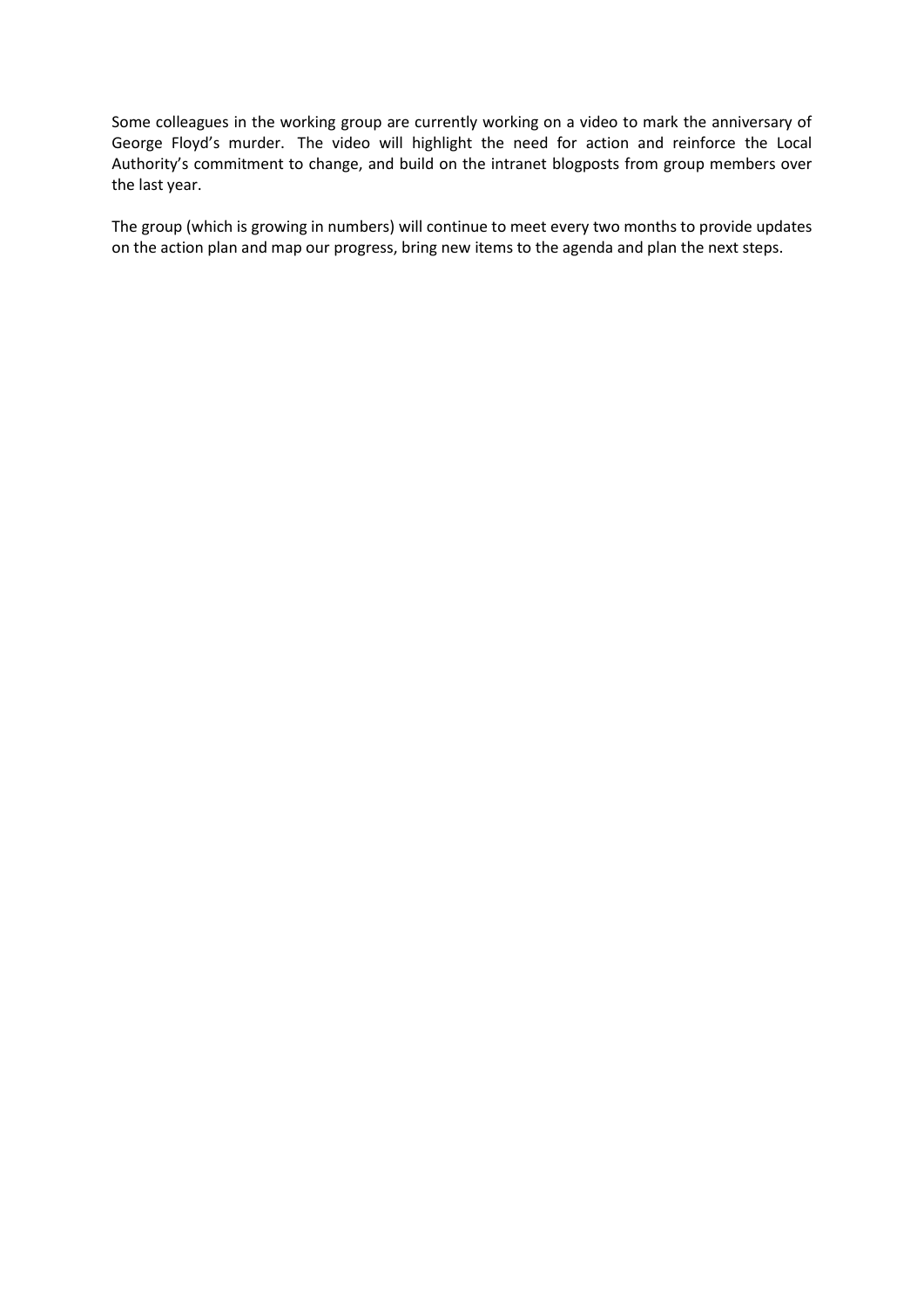Some colleagues in the working group are currently working on a video to mark the anniversary of George Floyd's murder. The video will highlight the need for action and reinforce the Local Authority's commitment to change, and build on the intranet blogposts from group members over the last year.

The group (which is growing in numbers) will continue to meet every two months to provide updates on the action plan and map our progress, bring new items to the agenda and plan the next steps.